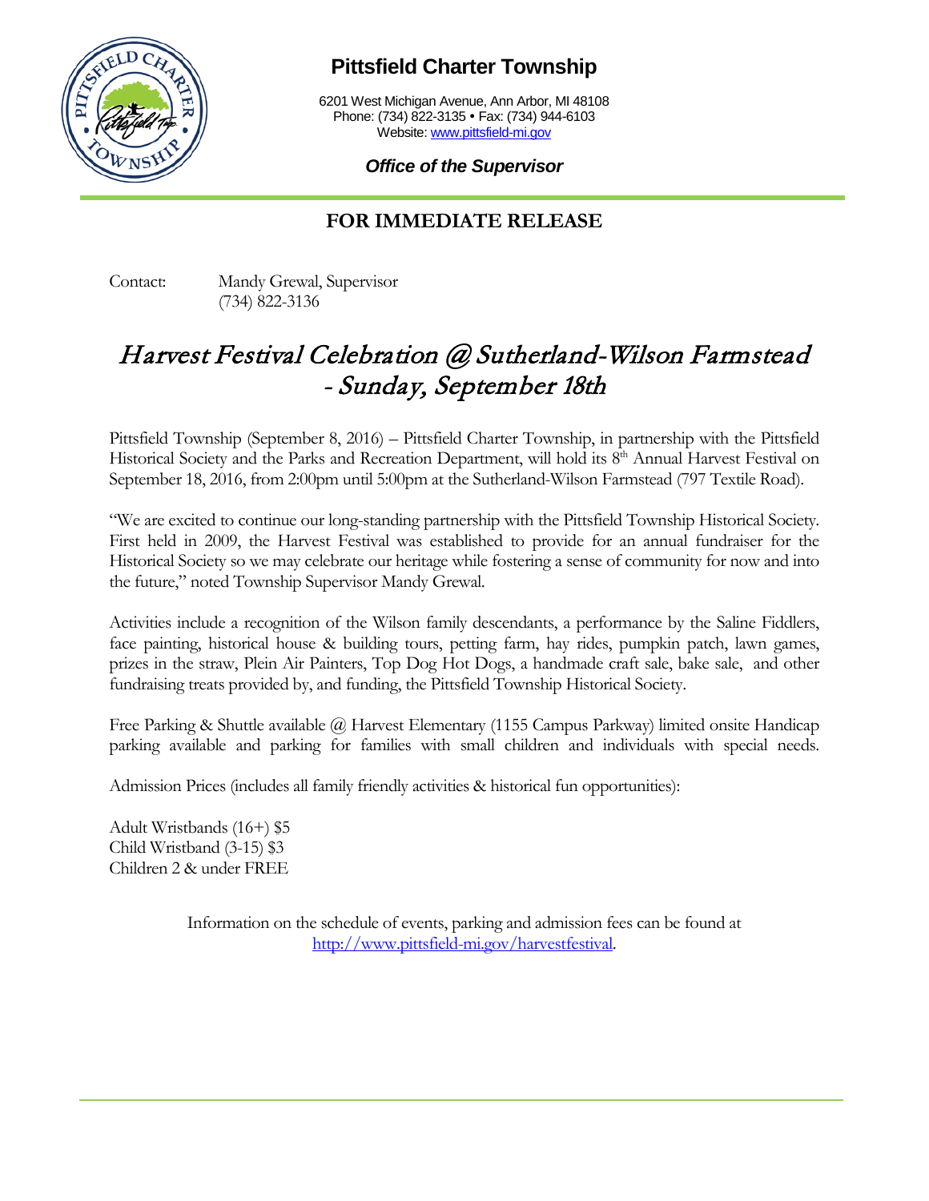# Pittsfield Charter Township

6201 West Michigan Avenue, Ann Arbor, MI 48108
Phone: (734) 822-3135 • Fax: (734) 944-6103
Website: www.pittsfield-mi.gov

***Office of the Supervisor***

## FOR IMMEDIATE RELEASE

Contact: Mandy Grewal, Supervisor
(734) 822-3136

# *Harvest Festival Celebration @ Sutherland-Wilson Farmstead - Sunday, September 18th*

Pittsfield Township (September 8, 2016) – Pittsfield Charter Township, in partnership with the Pittsfield Historical Society and the Parks and Recreation Department, will hold its 8th Annual Harvest Festival on September 18, 2016, from 2:00pm until 5:00pm at the Sutherland-Wilson Farmstead (797 Textile Road).

"We are excited to continue our long-standing partnership with the Pittsfield Township Historical Society. First held in 2009, the Harvest Festival was established to provide for an annual fundraiser for the Historical Society so we may celebrate our heritage while fostering a sense of community for now and into the future," noted Township Supervisor Mandy Grewal.

Activities include a recognition of the Wilson family descendants, a performance by the Saline Fiddlers, face painting, historical house & building tours, petting farm, hay rides, pumpkin patch, lawn games, prizes in the straw, Plein Air Painters, Top Dog Hot Dogs, a handmade craft sale, bake sale, and other fundraising treats provided by, and funding, the Pittsfield Township Historical Society.

Free Parking & Shuttle available @ Harvest Elementary (1155 Campus Parkway) limited onsite Handicap parking available and parking for families with small children and individuals with special needs.

Admission Prices (includes all family friendly activities & historical fun opportunities):

Adult Wristbands (16+) $5
Child Wristband (3-15) $3
Children 2 & under FREE

Information on the schedule of events, parking and admission fees can be found at http://www.pittsfield-mi.gov/harvestfestival.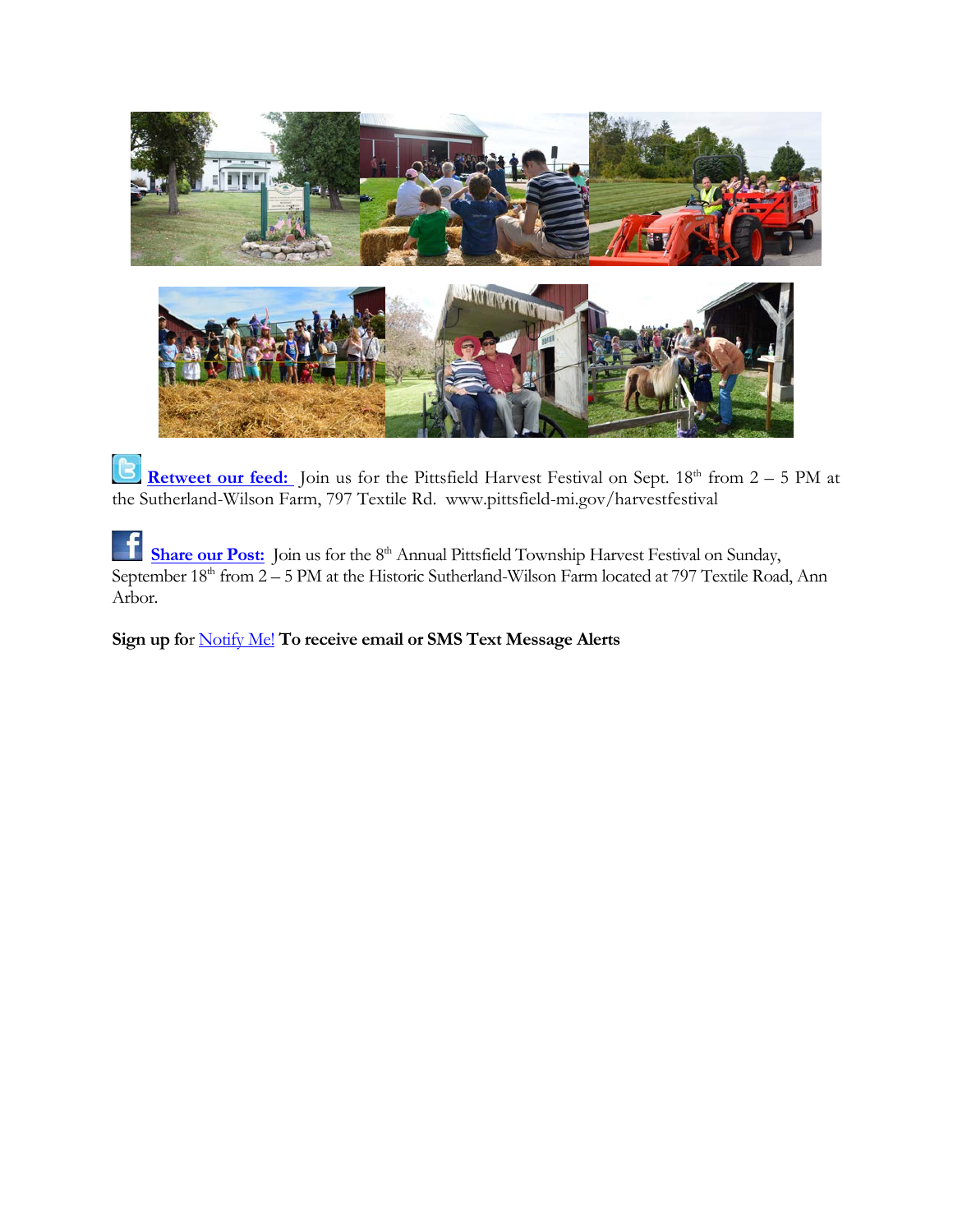**Retweet our feed:** Join us for the Pittsfield Harvest Festival on Sept. 18th from 2 – 5 PM at the Sutherland-Wilson Farm, 797 Textile Rd. www.pittsfield-mi.gov/harvestfestival

**Share our Post:** Join us for the 8th Annual Pittsfield Township Harvest Festival on Sunday, September 18th from 2 – 5 PM at the Historic Sutherland-Wilson Farm located at 797 Textile Road, Ann Arbor.

**Sign up for** Notify Me! **To receive email or SMS Text Message Alerts**